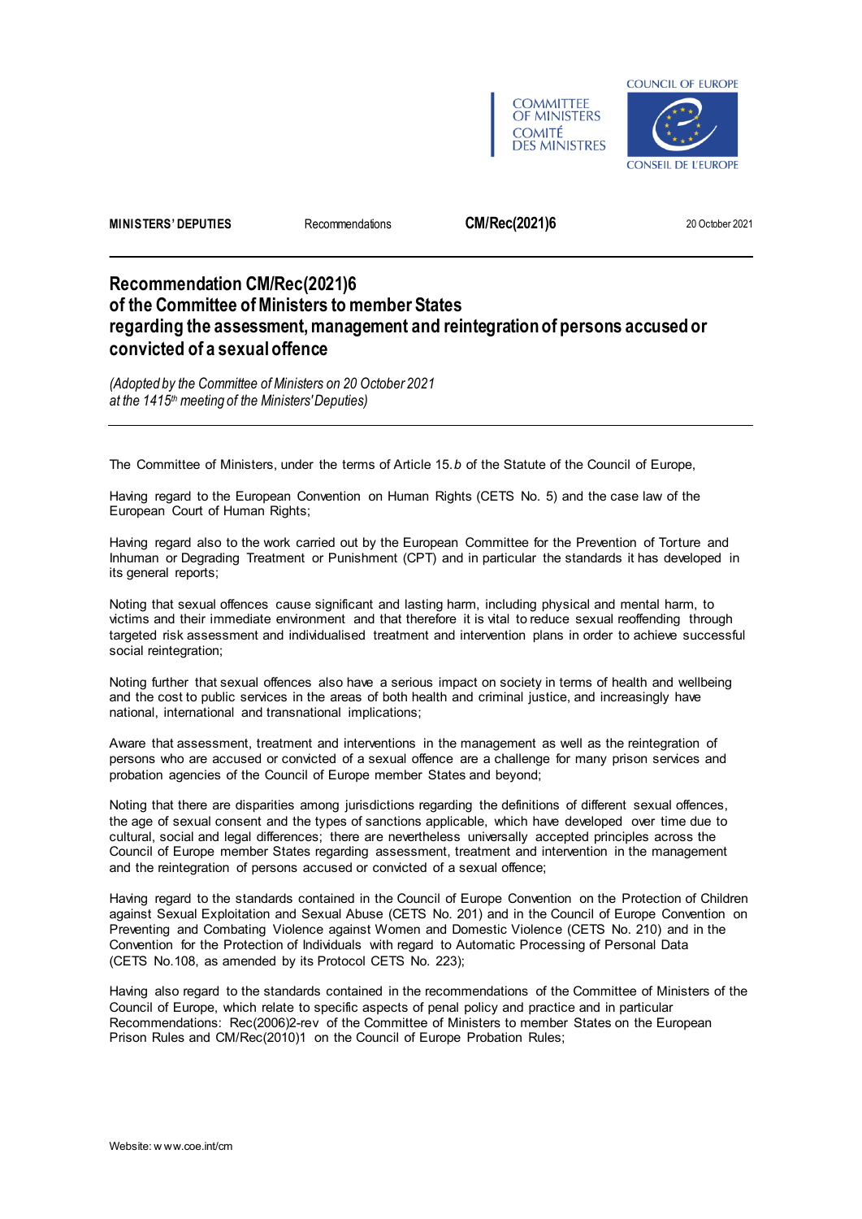COMMITTEE OF MINISTERS
COMITÉ DES MINISTRES

COUNCIL OF EUROPE
CONSEIL DE L'EUROPE

**MINISTERS' DEPUTIES** | Recommendations | **CM/Rec(2021)6** | 20 October 2021

---

# Recommendation CM/Rec(2021)6 of the Committee of Ministers to member States regarding the assessment, management and reintegration of persons accused or convicted of a sexual offence

*(Adopted by the Committee of Ministers on 20 October 2021 at the 1415th meeting of the Ministers' Deputies)*

---

The Committee of Ministers, under the terms of Article 15.*b* of the Statute of the Council of Europe,

Having regard to the European Convention on Human Rights (CETS No. 5) and the case law of the European Court of Human Rights;

Having regard also to the work carried out by the European Committee for the Prevention of Torture and Inhuman or Degrading Treatment or Punishment (CPT) and in particular the standards it has developed in its general reports;

Noting that sexual offences cause significant and lasting harm, including physical and mental harm, to victims and their immediate environment and that therefore it is vital to reduce sexual reoffending through targeted risk assessment and individualised treatment and intervention plans in order to achieve successful social reintegration;

Noting further that sexual offences also have a serious impact on society in terms of health and wellbeing and the cost to public services in the areas of both health and criminal justice, and increasingly have national, international and transnational implications;

Aware that assessment, treatment and interventions in the management as well as the reintegration of persons who are accused or convicted of a sexual offence are a challenge for many prison services and probation agencies of the Council of Europe member States and beyond;

Noting that there are disparities among jurisdictions regarding the definitions of different sexual offences, the age of sexual consent and the types of sanctions applicable, which have developed over time due to cultural, social and legal differences; there are nevertheless universally accepted principles across the Council of Europe member States regarding assessment, treatment and intervention in the management and the reintegration of persons accused or convicted of a sexual offence;

Having regard to the standards contained in the Council of Europe Convention on the Protection of Children against Sexual Exploitation and Sexual Abuse (CETS No. 201) and in the Council of Europe Convention on Preventing and Combating Violence against Women and Domestic Violence (CETS No. 210) and in the Convention for the Protection of Individuals with regard to Automatic Processing of Personal Data (CETS No.108, as amended by its Protocol CETS No. 223);

Having also regard to the standards contained in the recommendations of the Committee of Ministers of the Council of Europe, which relate to specific aspects of penal policy and practice and in particular Recommendations: Rec(2006)2-rev of the Committee of Ministers to member States on the European Prison Rules and CM/Rec(2010)1 on the Council of Europe Probation Rules;

Website: www.coe.int/cm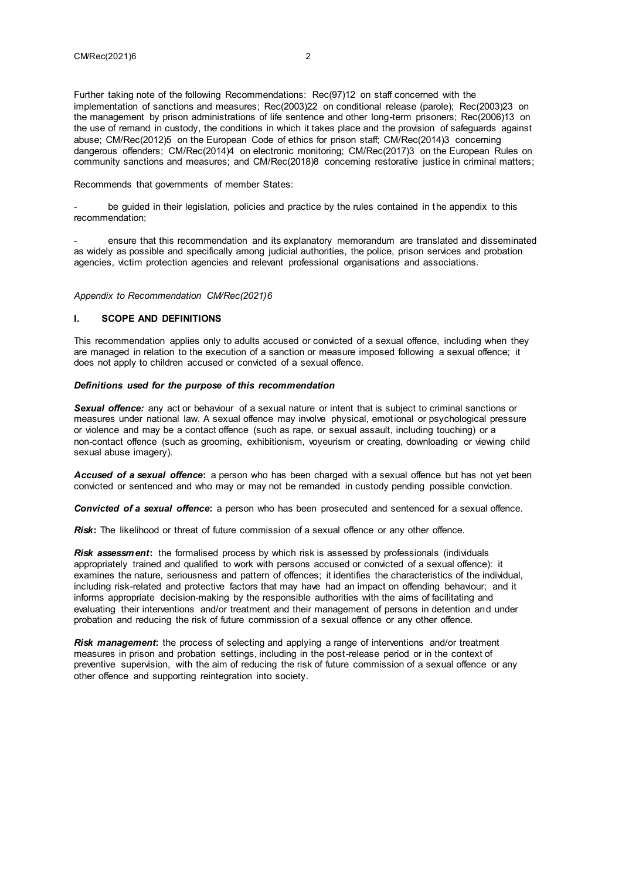Further taking note of the following Recommendations: Rec(97)12 on staff concerned with the implementation of sanctions and measures; Rec(2003)22 on conditional release (parole); Rec(2003)23 on the management by prison administrations of life sentence and other long-term prisoners; Rec(2006)13 on the use of remand in custody, the conditions in which it takes place and the provision of safeguards against abuse; CM/Rec(2012)5 on the European Code of ethics for prison staff; CM/Rec(2014)3 concerning dangerous offenders; CM/Rec(2014)4 on electronic monitoring; CM/Rec(2017)3 on the European Rules on community sanctions and measures; and CM/Rec(2018)8 concerning restorative justice in criminal matters;

Recommends that governments of member States:

- be guided in their legislation, policies and practice by the rules contained in the appendix to this recommendation;

- ensure that this recommendation and its explanatory memorandum are translated and disseminated as widely as possible and specifically among judicial authorities, the police, prison services and probation agencies, victim protection agencies and relevant professional organisations and associations.

*Appendix to Recommendation CM/Rec(2021)6*

## I. SCOPE AND DEFINITIONS

This recommendation applies only to adults accused or convicted of a sexual offence, including when they are managed in relation to the execution of a sanction or measure imposed following a sexual offence; it does not apply to children accused or convicted of a sexual offence.

### *Definitions used for the purpose of this recommendation*

***Sexual offence:*** any act or behaviour of a sexual nature or intent that is subject to criminal sanctions or measures under national law. A sexual offence may involve physical, emotional or psychological pressure or violence and may be a contact offence (such as rape, or sexual assault, including touching) or a non-contact offence (such as grooming, exhibitionism, voyeurism or creating, downloading or viewing child sexual abuse imagery).

***Accused of a sexual offence*:** a person who has been charged with a sexual offence but has not yet been convicted or sentenced and who may or may not be remanded in custody pending possible conviction.

***Convicted of a sexual offence*:** a person who has been prosecuted and sentenced for a sexual offence.

***Risk*:** The likelihood or threat of future commission of a sexual offence or any other offence.

***Risk assessment*:** the formalised process by which risk is assessed by professionals (individuals appropriately trained and qualified to work with persons accused or convicted of a sexual offence): it examines the nature, seriousness and pattern of offences; it identifies the characteristics of the individual, including risk-related and protective factors that may have had an impact on offending behaviour; and it informs appropriate decision-making by the responsible authorities with the aims of facilitating and evaluating their interventions and/or treatment and their management of persons in detention and under probation and reducing the risk of future commission of a sexual offence or any other offence.

***Risk management*:** the process of selecting and applying a range of interventions and/or treatment measures in prison and probation settings, including in the post-release period or in the context of preventive supervision, with the aim of reducing the risk of future commission of a sexual offence or any other offence and supporting reintegration into society.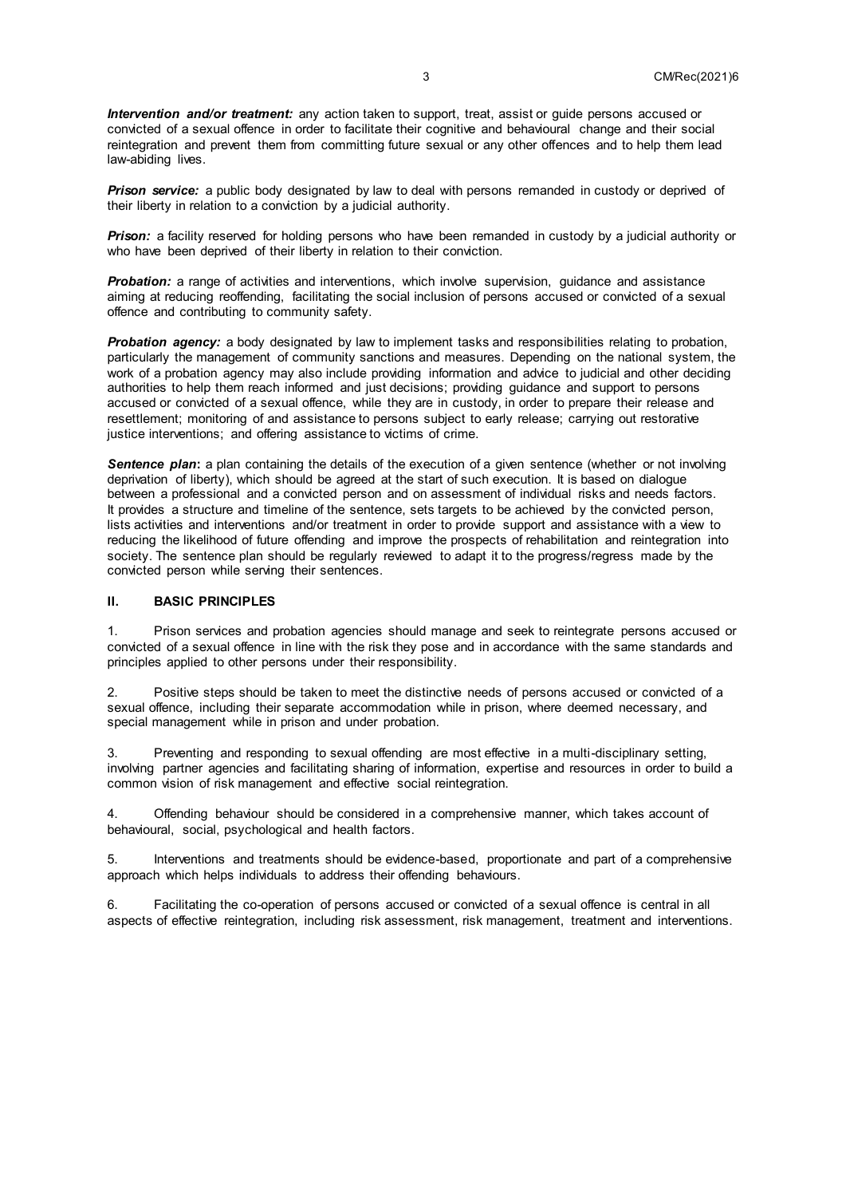***Intervention and/or treatment:*** any action taken to support, treat, assist or guide persons accused or convicted of a sexual offence in order to facilitate their cognitive and behavioural change and their social reintegration and prevent them from committing future sexual or any other offences and to help them lead law-abiding lives.

***Prison service:*** a public body designated by law to deal with persons remanded in custody or deprived of their liberty in relation to a conviction by a judicial authority.

***Prison:*** a facility reserved for holding persons who have been remanded in custody by a judicial authority or who have been deprived of their liberty in relation to their conviction.

***Probation:*** a range of activities and interventions, which involve supervision, guidance and assistance aiming at reducing reoffending, facilitating the social inclusion of persons accused or convicted of a sexual offence and contributing to community safety.

***Probation agency:*** a body designated by law to implement tasks and responsibilities relating to probation, particularly the management of community sanctions and measures. Depending on the national system, the work of a probation agency may also include providing information and advice to judicial and other deciding authorities to help them reach informed and just decisions; providing guidance and support to persons accused or convicted of a sexual offence, while they are in custody, in order to prepare their release and resettlement; monitoring of and assistance to persons subject to early release; carrying out restorative justice interventions; and offering assistance to victims of crime.

***Sentence plan*:** a plan containing the details of the execution of a given sentence (whether or not involving deprivation of liberty), which should be agreed at the start of such execution. It is based on dialogue between a professional and a convicted person and on assessment of individual risks and needs factors. It provides a structure and timeline of the sentence, sets targets to be achieved by the convicted person, lists activities and interventions and/or treatment in order to provide support and assistance with a view to reducing the likelihood of future offending and improve the prospects of rehabilitation and reintegration into society. The sentence plan should be regularly reviewed to adapt it to the progress/regress made by the convicted person while serving their sentences.

## II. BASIC PRINCIPLES

1. Prison services and probation agencies should manage and seek to reintegrate persons accused or convicted of a sexual offence in line with the risk they pose and in accordance with the same standards and principles applied to other persons under their responsibility.

2. Positive steps should be taken to meet the distinctive needs of persons accused or convicted of a sexual offence, including their separate accommodation while in prison, where deemed necessary, and special management while in prison and under probation.

3. Preventing and responding to sexual offending are most effective in a multi-disciplinary setting, involving partner agencies and facilitating sharing of information, expertise and resources in order to build a common vision of risk management and effective social reintegration.

4. Offending behaviour should be considered in a comprehensive manner, which takes account of behavioural, social, psychological and health factors.

5. Interventions and treatments should be evidence-based, proportionate and part of a comprehensive approach which helps individuals to address their offending behaviours.

6. Facilitating the co-operation of persons accused or convicted of a sexual offence is central in all aspects of effective reintegration, including risk assessment, risk management, treatment and interventions.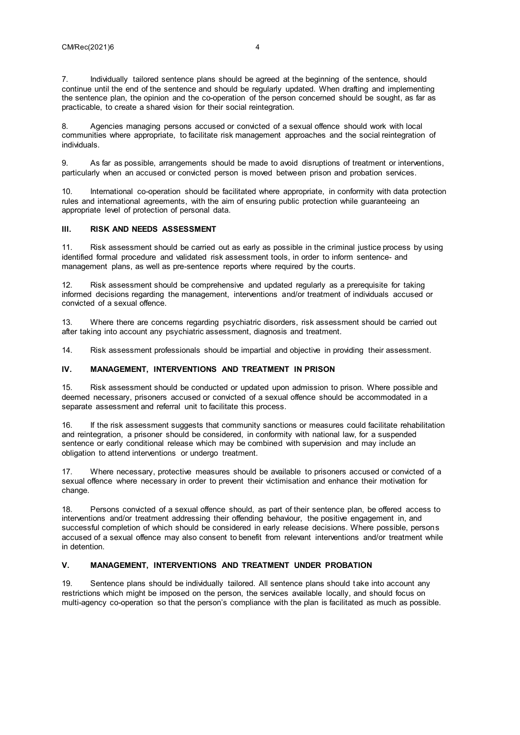7. Individually tailored sentence plans should be agreed at the beginning of the sentence, should continue until the end of the sentence and should be regularly updated. When drafting and implementing the sentence plan, the opinion and the co-operation of the person concerned should be sought, as far as practicable, to create a shared vision for their social reintegration.

8. Agencies managing persons accused or convicted of a sexual offence should work with local communities where appropriate, to facilitate risk management approaches and the social reintegration of individuals.

9. As far as possible, arrangements should be made to avoid disruptions of treatment or interventions, particularly when an accused or convicted person is moved between prison and probation services.

10. International co-operation should be facilitated where appropriate, in conformity with data protection rules and international agreements, with the aim of ensuring public protection while guaranteeing an appropriate level of protection of personal data.

## III. RISK AND NEEDS ASSESSMENT

11. Risk assessment should be carried out as early as possible in the criminal justice process by using identified formal procedure and validated risk assessment tools, in order to inform sentence- and management plans, as well as pre-sentence reports where required by the courts.

12. Risk assessment should be comprehensive and updated regularly as a prerequisite for taking informed decisions regarding the management, interventions and/or treatment of individuals accused or convicted of a sexual offence.

13. Where there are concerns regarding psychiatric disorders, risk assessment should be carried out after taking into account any psychiatric assessment, diagnosis and treatment.

14. Risk assessment professionals should be impartial and objective in providing their assessment.

## IV. MANAGEMENT, INTERVENTIONS AND TREATMENT IN PRISON

15. Risk assessment should be conducted or updated upon admission to prison. Where possible and deemed necessary, prisoners accused or convicted of a sexual offence should be accommodated in a separate assessment and referral unit to facilitate this process.

16. If the risk assessment suggests that community sanctions or measures could facilitate rehabilitation and reintegration, a prisoner should be considered, in conformity with national law, for a suspended sentence or early conditional release which may be combined with supervision and may include an obligation to attend interventions or undergo treatment.

17. Where necessary, protective measures should be available to prisoners accused or convicted of a sexual offence where necessary in order to prevent their victimisation and enhance their motivation for change.

18. Persons convicted of a sexual offence should, as part of their sentence plan, be offered access to interventions and/or treatment addressing their offending behaviour, the positive engagement in, and successful completion of which should be considered in early release decisions. Where possible, persons accused of a sexual offence may also consent to benefit from relevant interventions and/or treatment while in detention.

## V. MANAGEMENT, INTERVENTIONS AND TREATMENT UNDER PROBATION

19. Sentence plans should be individually tailored. All sentence plans should take into account any restrictions which might be imposed on the person, the services available locally, and should focus on multi-agency co-operation so that the person's compliance with the plan is facilitated as much as possible.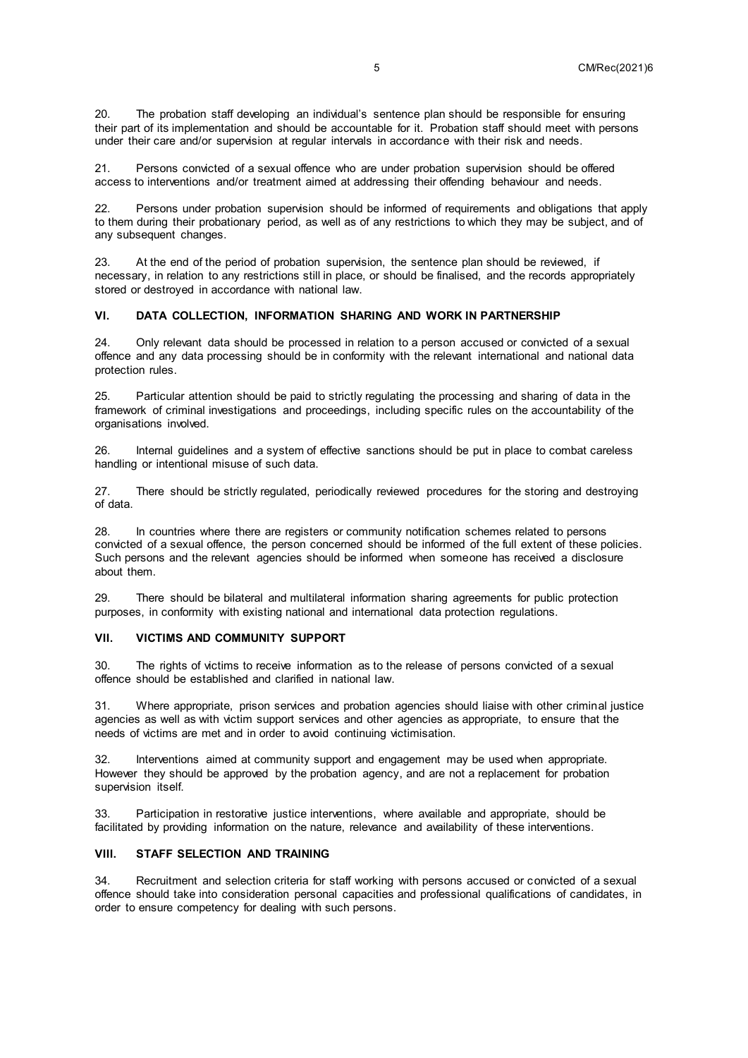20. The probation staff developing an individual's sentence plan should be responsible for ensuring their part of its implementation and should be accountable for it. Probation staff should meet with persons under their care and/or supervision at regular intervals in accordance with their risk and needs.

21. Persons convicted of a sexual offence who are under probation supervision should be offered access to interventions and/or treatment aimed at addressing their offending behaviour and needs.

22. Persons under probation supervision should be informed of requirements and obligations that apply to them during their probationary period, as well as of any restrictions to which they may be subject, and of any subsequent changes.

23. At the end of the period of probation supervision, the sentence plan should be reviewed, if necessary, in relation to any restrictions still in place, or should be finalised, and the records appropriately stored or destroyed in accordance with national law.

## VI. DATA COLLECTION, INFORMATION SHARING AND WORK IN PARTNERSHIP

24. Only relevant data should be processed in relation to a person accused or convicted of a sexual offence and any data processing should be in conformity with the relevant international and national data protection rules.

25. Particular attention should be paid to strictly regulating the processing and sharing of data in the framework of criminal investigations and proceedings, including specific rules on the accountability of the organisations involved.

26. Internal guidelines and a system of effective sanctions should be put in place to combat careless handling or intentional misuse of such data.

27. There should be strictly regulated, periodically reviewed procedures for the storing and destroying of data.

28. In countries where there are registers or community notification schemes related to persons convicted of a sexual offence, the person concerned should be informed of the full extent of these policies. Such persons and the relevant agencies should be informed when someone has received a disclosure about them.

29. There should be bilateral and multilateral information sharing agreements for public protection purposes, in conformity with existing national and international data protection regulations.

## VII. VICTIMS AND COMMUNITY SUPPORT

30. The rights of victims to receive information as to the release of persons convicted of a sexual offence should be established and clarified in national law.

31. Where appropriate, prison services and probation agencies should liaise with other criminal justice agencies as well as with victim support services and other agencies as appropriate, to ensure that the needs of victims are met and in order to avoid continuing victimisation.

32. Interventions aimed at community support and engagement may be used when appropriate. However they should be approved by the probation agency, and are not a replacement for probation supervision itself.

33. Participation in restorative justice interventions, where available and appropriate, should be facilitated by providing information on the nature, relevance and availability of these interventions.

## VIII. STAFF SELECTION AND TRAINING

34. Recruitment and selection criteria for staff working with persons accused or convicted of a sexual offence should take into consideration personal capacities and professional qualifications of candidates, in order to ensure competency for dealing with such persons.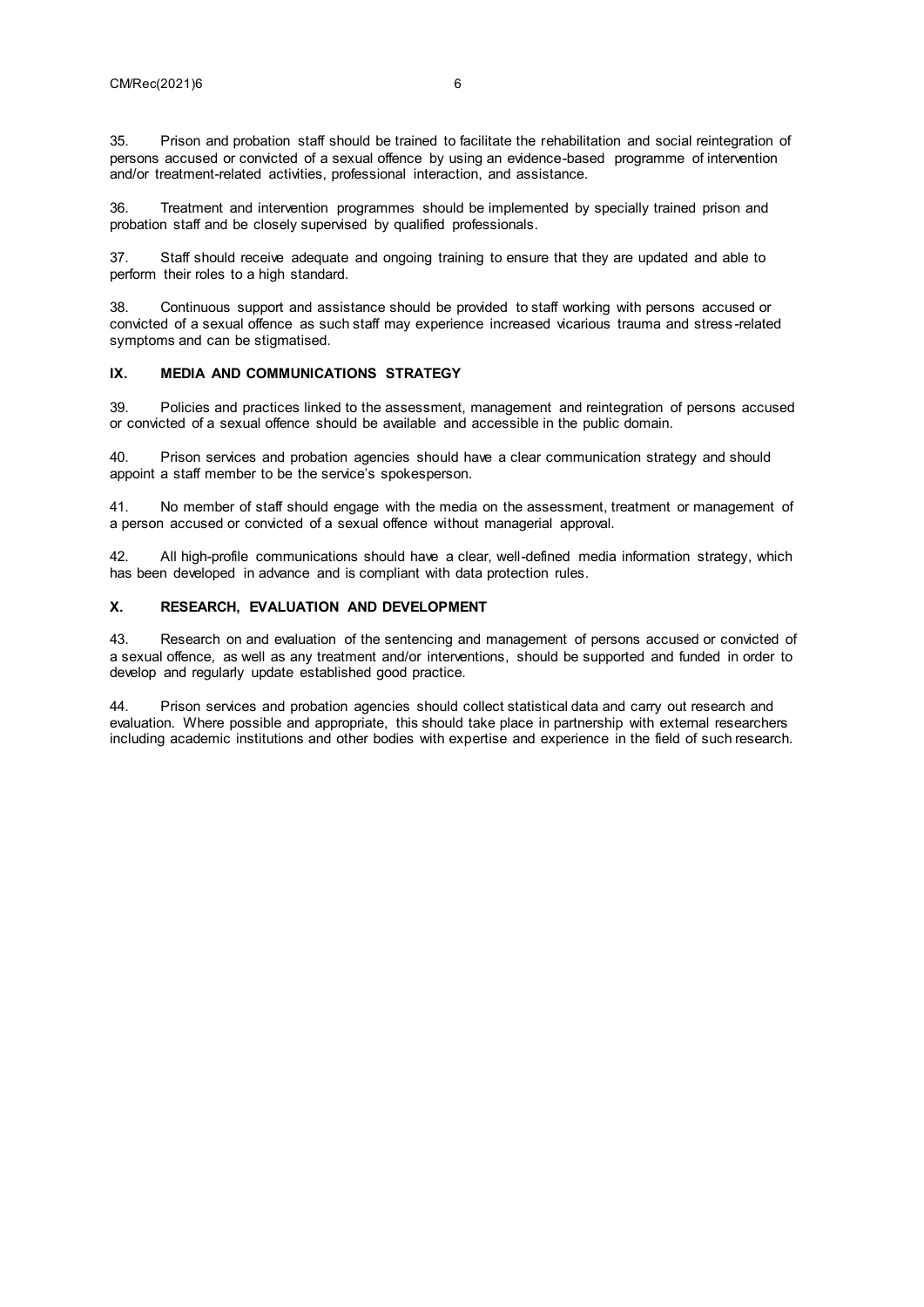35. Prison and probation staff should be trained to facilitate the rehabilitation and social reintegration of persons accused or convicted of a sexual offence by using an evidence-based programme of intervention and/or treatment-related activities, professional interaction, and assistance.

36. Treatment and intervention programmes should be implemented by specially trained prison and probation staff and be closely supervised by qualified professionals.

37. Staff should receive adequate and ongoing training to ensure that they are updated and able to perform their roles to a high standard.

38. Continuous support and assistance should be provided to staff working with persons accused or convicted of a sexual offence as such staff may experience increased vicarious trauma and stress-related symptoms and can be stigmatised.

## IX. MEDIA AND COMMUNICATIONS STRATEGY

39. Policies and practices linked to the assessment, management and reintegration of persons accused or convicted of a sexual offence should be available and accessible in the public domain.

40. Prison services and probation agencies should have a clear communication strategy and should appoint a staff member to be the service's spokesperson.

41. No member of staff should engage with the media on the assessment, treatment or management of a person accused or convicted of a sexual offence without managerial approval.

42. All high-profile communications should have a clear, well-defined media information strategy, which has been developed in advance and is compliant with data protection rules.

## X. RESEARCH, EVALUATION AND DEVELOPMENT

43. Research on and evaluation of the sentencing and management of persons accused or convicted of a sexual offence, as well as any treatment and/or interventions, should be supported and funded in order to develop and regularly update established good practice.

44. Prison services and probation agencies should collect statistical data and carry out research and evaluation. Where possible and appropriate, this should take place in partnership with external researchers including academic institutions and other bodies with expertise and experience in the field of such research.